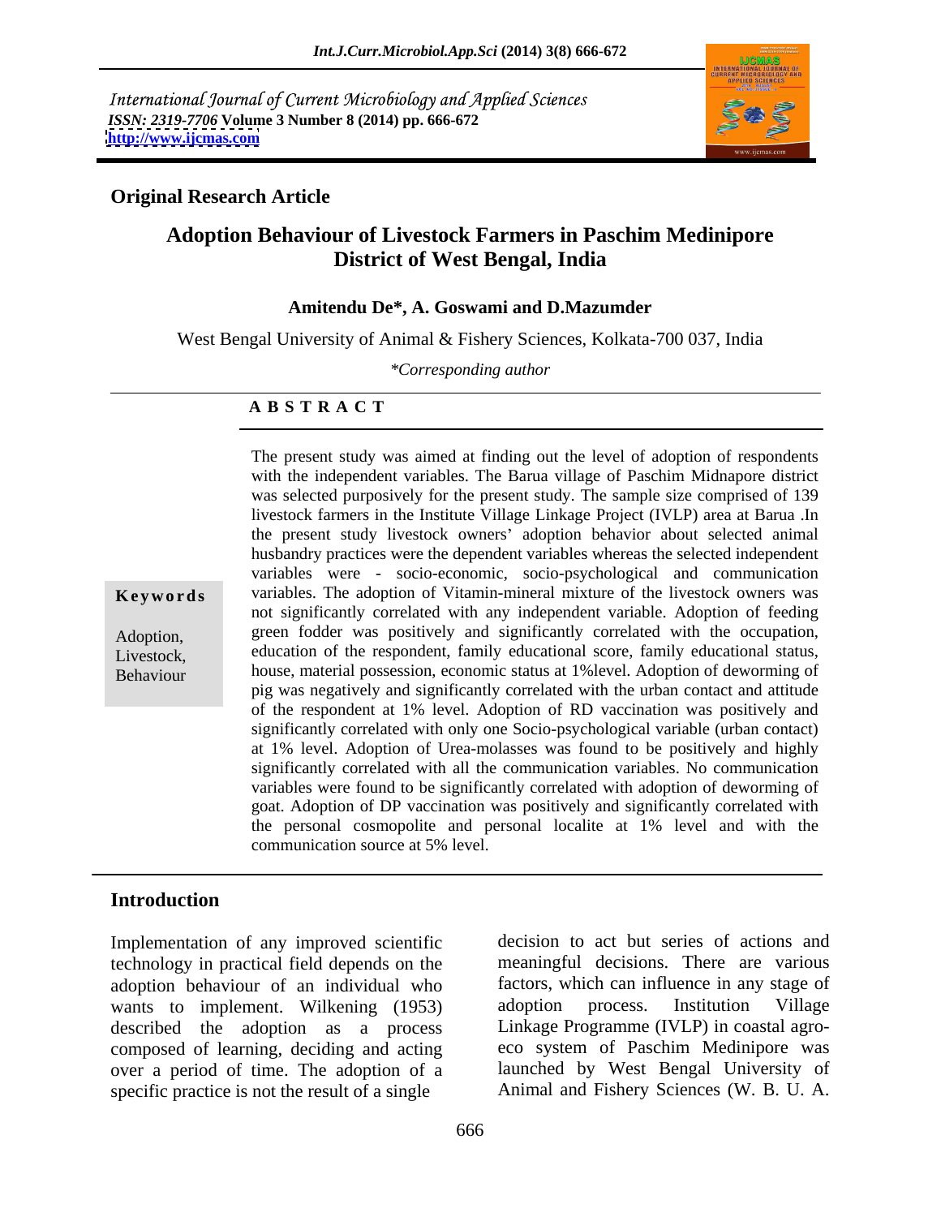International Journal of Current Microbiology and Applied Sciences
*ISSN: 2319-7706* **Volume 3 Number 8 (2014) pp. 666-672**
**http://www.ijcmas.com**

## Original Research Article

# Adoption Behaviour of Livestock Farmers in Paschim Medinipore District of West Bengal, India

**Amitendu De*, A. Goswami and D.Mazumder**

West Bengal University of Animal & Fishery Sciences, Kolkata-700 037, India

*\*Corresponding author*

## ABSTRACT

**Keywords**

Adoption, Livestock, Behaviour

The present study was aimed at finding out the level of adoption of respondents with the independent variables. The Barua village of Paschim Midnapore district was selected purposively for the present study. The sample size comprised of 139 livestock farmers in the Institute Village Linkage Project (IVLP) area at Barua .In the present study livestock owners' adoption behavior about selected animal husbandry practices were the dependent variables whereas the selected independent variables were - socio-economic, socio-psychological and communication variables. The adoption of Vitamin-mineral mixture of the livestock owners was not significantly correlated with any independent variable. Adoption of feeding green fodder was positively and significantly correlated with the occupation, education of the respondent, family educational score, family educational status, house, material possession, economic status at 1%level. Adoption of deworming of pig was negatively and significantly correlated with the urban contact and attitude of the respondent at 1% level. Adoption of RD vaccination was positively and significantly correlated with only one Socio-psychological variable (urban contact) at 1% level. Adoption of Urea-molasses was found to be positively and highly significantly correlated with all the communication variables. No communication variables were found to be significantly correlated with adoption of deworming of goat. Adoption of DP vaccination was positively and significantly correlated with the personal cosmopolite and personal localite at 1% level and with the communication source at 5% level.

## Introduction

Implementation of any improved scientific technology in practical field depends on the adoption behaviour of an individual who wants to implement. Wilkening (1953) described the adoption as a process composed of learning, deciding and acting over a period of time. The adoption of a specific practice is not the result of a single decision to act but series of actions and meaningful decisions. There are various factors, which can influence in any stage of adoption process. Institution Village Linkage Programme (IVLP) in coastal agro-eco system of Paschim Medinipore was launched by West Bengal University of Animal and Fishery Sciences (W. B. U. A.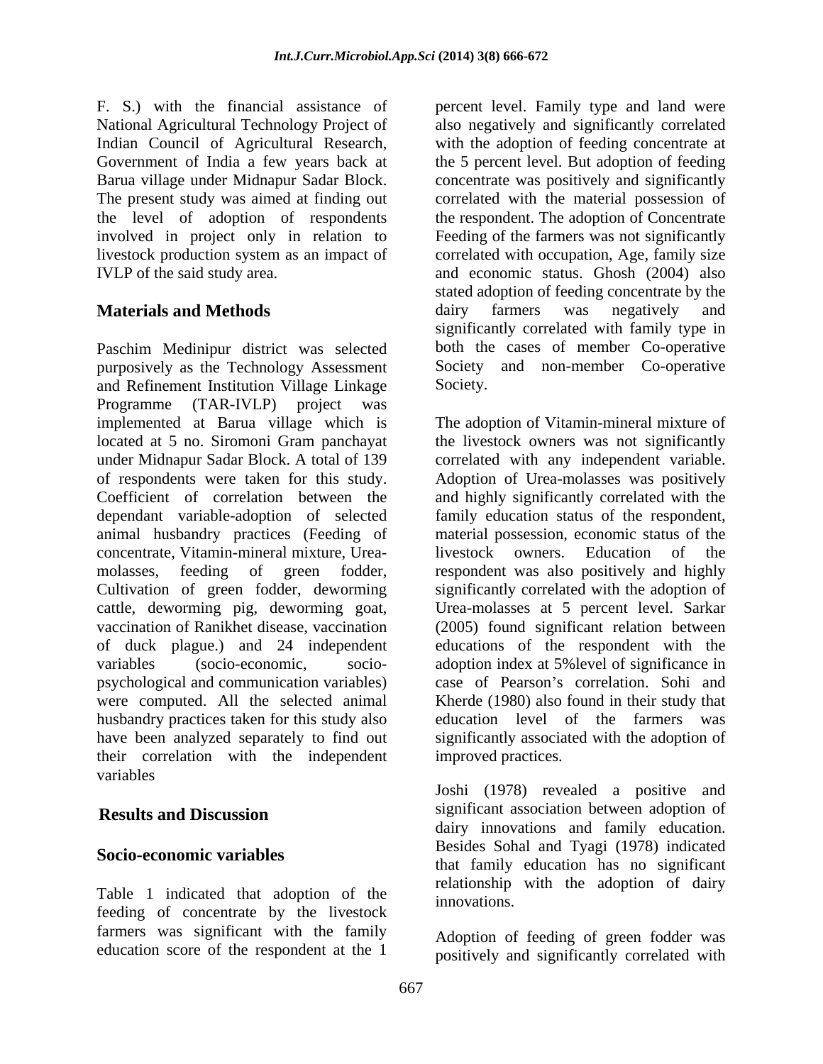F. S.) with the financial assistance of National Agricultural Technology Project of Indian Council of Agricultural Research, Government of India a few years back at Barua village under Midnapur Sadar Block. The present study was aimed at finding out the level of adoption of respondents involved in project only in relation to livestock production system as an impact of IVLP of the said study area.

## Materials and Methods

Paschim Medinipur district was selected purposively as the Technology Assessment and Refinement Institution Village Linkage Programme (TAR-IVLP) project was implemented at Barua village which is located at 5 no. Siromoni Gram panchayat under Midnapur Sadar Block. A total of 139 of respondents were taken for this study. Coefficient of correlation between the dependant variable-adoption of selected animal husbandry practices (Feeding of concentrate, Vitamin-mineral mixture, Urea-molasses, feeding of green fodder, Cultivation of green fodder, deworming cattle, deworming pig, deworming goat, vaccination of Ranikhet disease, vaccination of duck plague.) and 24 independent variables (socio-economic, socio-psychological and communication variables) were computed. All the selected animal husbandry practices taken for this study also have been analyzed separately to find out their correlation with the independent variables

## Results and Discussion

### Socio-economic variables

Table 1 indicated that adoption of the feeding of concentrate by the livestock farmers was significant with the family education score of the respondent at the 1 percent level. Family type and land were also negatively and significantly correlated with the adoption of feeding concentrate at the 5 percent level. But adoption of feeding concentrate was positively and significantly correlated with the material possession of the respondent. The adoption of Concentrate Feeding of the farmers was not significantly correlated with occupation, Age, family size and economic status. Ghosh (2004) also stated adoption of feeding concentrate by the dairy farmers was negatively and significantly correlated with family type in both the cases of member Co-operative Society and non-member Co-operative Society.

The adoption of Vitamin-mineral mixture of the livestock owners was not significantly correlated with any independent variable. Adoption of Urea-molasses was positively and highly significantly correlated with the family education status of the respondent, material possession, economic status of the livestock owners. Education of the respondent was also positively and highly significantly correlated with the adoption of Urea-molasses at 5 percent level. Sarkar (2005) found significant relation between educations of the respondent with the adoption index at 5%level of significance in case of Pearson's correlation. Sohi and Kherde (1980) also found in their study that education level of the farmers was significantly associated with the adoption of improved practices.

Joshi (1978) revealed a positive and significant association between adoption of dairy innovations and family education. Besides Sohal and Tyagi (1978) indicated that family education has no significant relationship with the adoption of dairy innovations.

Adoption of feeding of green fodder was positively and significantly correlated with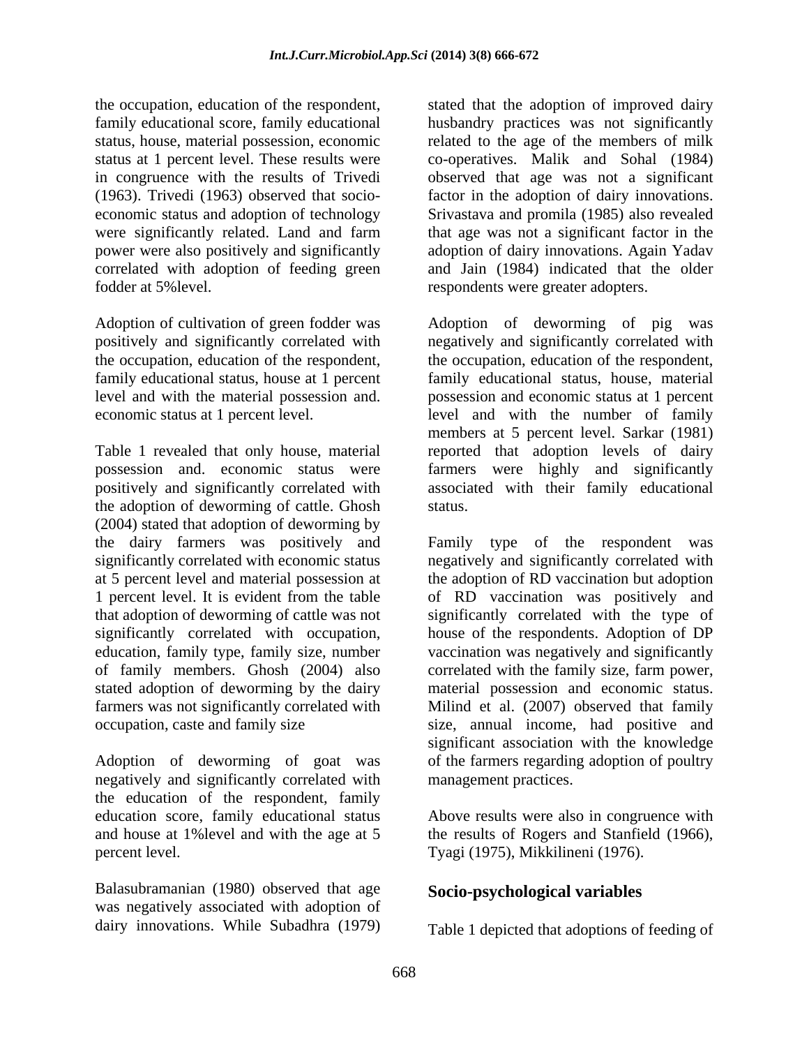the occupation, education of the respondent, family educational score, family educational status, house, material possession, economic status at 1 percent level. These results were in congruence with the results of Trivedi (1963). Trivedi (1963) observed that socio-economic status and adoption of technology were significantly related. Land and farm power were also positively and significantly correlated with adoption of feeding green fodder at 5%level.

Adoption of cultivation of green fodder was positively and significantly correlated with the occupation, education of the respondent, family educational status, house at 1 percent level and with the material possession and. economic status at 1 percent level.

Table 1 revealed that only house, material possession and. economic status were positively and significantly correlated with the adoption of deworming of cattle. Ghosh (2004) stated that adoption of deworming by the dairy farmers was positively and significantly correlated with economic status at 5 percent level and material possession at 1 percent level. It is evident from the table that adoption of deworming of cattle was not significantly correlated with occupation, education, family type, family size, number of family members. Ghosh (2004) also stated adoption of deworming by the dairy farmers was not significantly correlated with occupation, caste and family size

Adoption of deworming of goat was negatively and significantly correlated with the education of the respondent, family education score, family educational status and house at 1%level and with the age at 5 percent level.

Balasubramanian (1980) observed that age was negatively associated with adoption of dairy innovations. While Subadhra (1979) stated that the adoption of improved dairy husbandry practices was not significantly related to the age of the members of milk co-operatives. Malik and Sohal (1984) observed that age was not a significant factor in the adoption of dairy innovations. Srivastava and promila (1985) also revealed that age was not a significant factor in the adoption of dairy innovations. Again Yadav and Jain (1984) indicated that the older respondents were greater adopters.

Adoption of deworming of pig was negatively and significantly correlated with the occupation, education of the respondent, family educational status, house, material possession and economic status at 1 percent level and with the number of family members at 5 percent level. Sarkar (1981) reported that adoption levels of dairy farmers were highly and significantly associated with their family educational status.

Family type of the respondent was negatively and significantly correlated with the adoption of RD vaccination but adoption of RD vaccination was positively and significantly correlated with the type of house of the respondents. Adoption of DP vaccination was negatively and significantly correlated with the family size, farm power, material possession and economic status. Milind et al. (2007) observed that family size, annual income, had positive and significant association with the knowledge of the farmers regarding adoption of poultry management practices.

Above results were also in congruence with the results of Rogers and Stanfield (1966), Tyagi (1975), Mikkilineni (1976).

## Socio-psychological variables

Table 1 depicted that adoptions of feeding of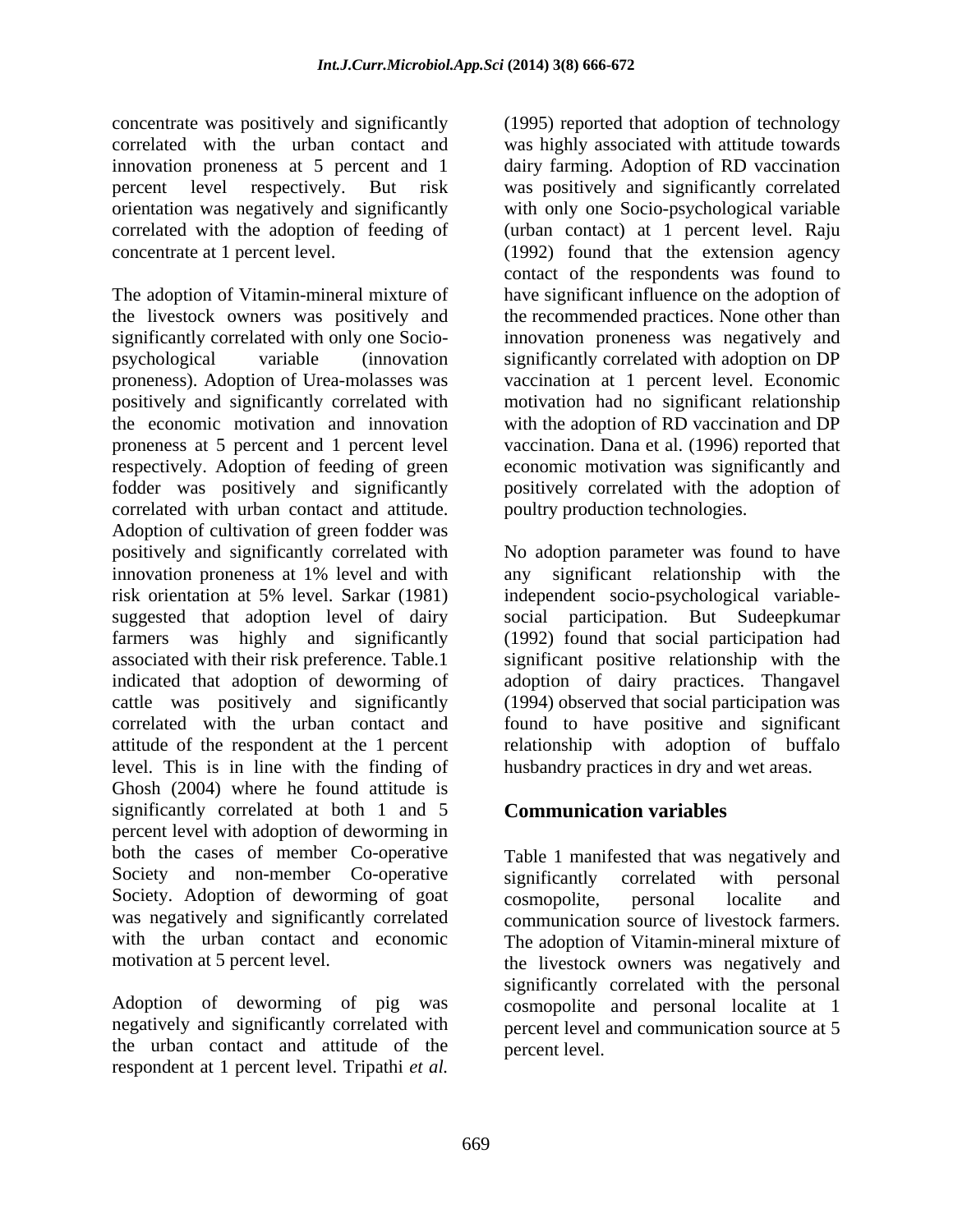concentrate was positively and significantly correlated with the urban contact and innovation proneness at 5 percent and 1 percent level respectively. But risk orientation was negatively and significantly correlated with the adoption of feeding of concentrate at 1 percent level.

The adoption of Vitamin-mineral mixture of the livestock owners was positively and significantly correlated with only one Socio-psychological variable (innovation proneness). Adoption of Urea-molasses was positively and significantly correlated with the economic motivation and innovation proneness at 5 percent and 1 percent level respectively. Adoption of feeding of green fodder was positively and significantly correlated with urban contact and attitude. Adoption of cultivation of green fodder was positively and significantly correlated with innovation proneness at 1% level and with risk orientation at 5% level. Sarkar (1981) suggested that adoption level of dairy farmers was highly and significantly associated with their risk preference. Table.1 indicated that adoption of deworming of cattle was positively and significantly correlated with the urban contact and attitude of the respondent at the 1 percent level. This is in line with the finding of Ghosh (2004) where he found attitude is significantly correlated at both 1 and 5 percent level with adoption of deworming in both the cases of member Co-operative Society and non-member Co-operative Society. Adoption of deworming of goat was negatively and significantly correlated with the urban contact and economic motivation at 5 percent level.

Adoption of deworming of pig was negatively and significantly correlated with the urban contact and attitude of the respondent at 1 percent level. Tripathi *et al.* (1995) reported that adoption of technology was highly associated with attitude towards dairy farming. Adoption of RD vaccination was positively and significantly correlated with only one Socio-psychological variable (urban contact) at 1 percent level. Raju (1992) found that the extension agency contact of the respondents was found to have significant influence on the adoption of the recommended practices. None other than innovation proneness was negatively and significantly correlated with adoption on DP vaccination at 1 percent level. Economic motivation had no significant relationship with the adoption of RD vaccination and DP vaccination. Dana et al. (1996) reported that economic motivation was significantly and positively correlated with the adoption of poultry production technologies.

No adoption parameter was found to have any significant relationship with the independent socio-psychological variable-social participation. But Sudeepkumar (1992) found that social participation had significant positive relationship with the adoption of dairy practices. Thangavel (1994) observed that social participation was found to have positive and significant relationship with adoption of buffalo husbandry practices in dry and wet areas.

## Communication variables

Table 1 manifested that was negatively and significantly correlated with personal cosmopolite, personal localite and communication source of livestock farmers. The adoption of Vitamin-mineral mixture of the livestock owners was negatively and significantly correlated with the personal cosmopolite and personal localite at 1 percent level and communication source at 5 percent level.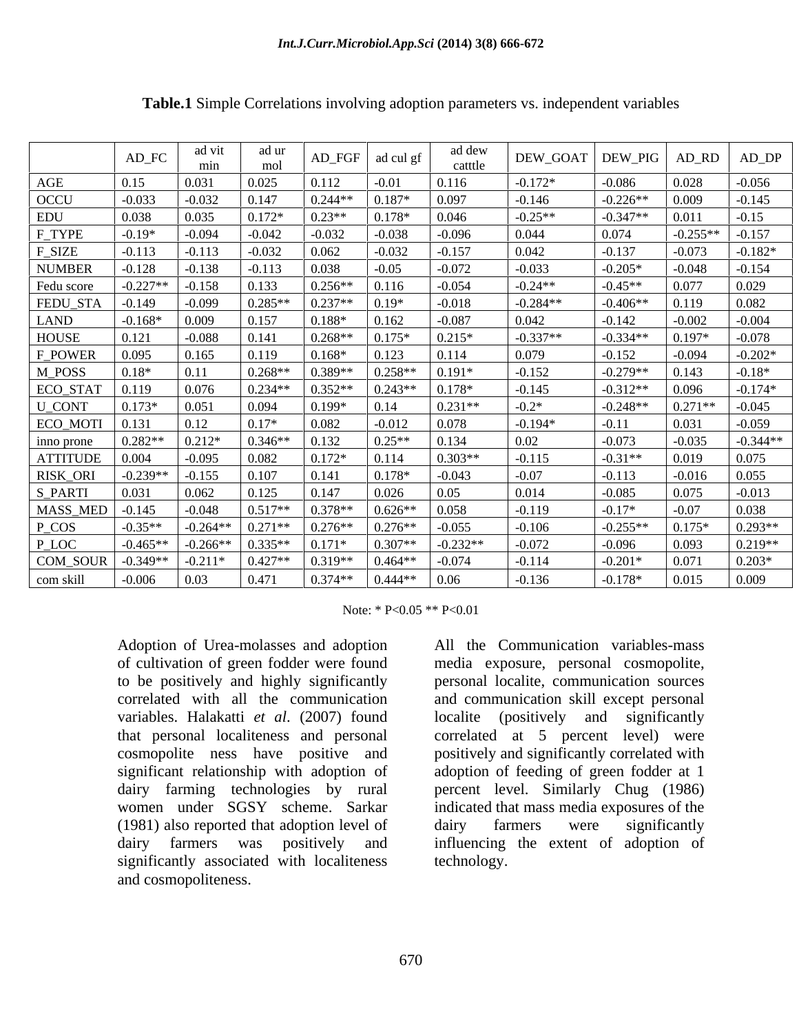**Table.1** Simple Correlations involving adoption parameters vs. independent variables

| | AD_FC | ad vit min | ad ur mol | AD_FGF | ad cul gf | ad dew catttle | DEW_GOAT | DEW_PIG | AD_RD | AD_DP |
|---|---|---|---|---|---|---|---|---|---|---|
| AGE | 0.15 | 0.031 | 0.025 | 0.112 | -0.01 | 0.116 | -0.172* | -0.086 | 0.028 | -0.056 |
| OCCU | -0.033 | -0.032 | 0.147 | 0.244** | 0.187* | 0.097 | -0.146 | -0.226** | 0.009 | -0.145 |
| EDU | 0.038 | 0.035 | 0.172* | 0.23** | 0.178* | 0.046 | -0.25** | -0.347** | 0.011 | -0.15 |
| F_TYPE | -0.19* | -0.094 | -0.042 | -0.032 | -0.038 | -0.096 | 0.044 | 0.074 | -0.255** | -0.157 |
| F_SIZE | -0.113 | -0.113 | -0.032 | 0.062 | -0.032 | -0.157 | 0.042 | -0.137 | -0.073 | -0.182* |
| NUMBER | -0.128 | -0.138 | -0.113 | 0.038 | -0.05 | -0.072 | -0.033 | -0.205* | -0.048 | -0.154 |
| Fedu score | -0.227** | -0.158 | 0.133 | 0.256** | 0.116 | -0.054 | -0.24** | -0.45** | 0.077 | 0.029 |
| FEDU_STA | -0.149 | -0.099 | 0.285** | 0.237** | 0.19* | -0.018 | -0.284** | -0.406** | 0.119 | 0.082 |
| LAND | -0.168* | 0.009 | 0.157 | 0.188* | 0.162 | -0.087 | 0.042 | -0.142 | -0.002 | -0.004 |
| HOUSE | 0.121 | -0.088 | 0.141 | 0.268** | 0.175* | 0.215* | -0.337** | -0.334** | 0.197* | -0.078 |
| F_POWER | 0.095 | 0.165 | 0.119 | 0.168* | 0.123 | 0.114 | 0.079 | -0.152 | -0.094 | -0.202* |
| M_POSS | 0.18* | 0.11 | 0.268** | 0.389** | 0.258** | 0.191* | -0.152 | -0.279** | 0.143 | -0.18* |
| ECO_STAT | 0.119 | 0.076 | 0.234** | 0.352** | 0.243** | 0.178* | -0.145 | -0.312** | 0.096 | -0.174* |
| U_CONT | 0.173* | 0.051 | 0.094 | 0.199* | 0.14 | 0.231** | -0.2* | -0.248** | 0.271** | -0.045 |
| ECO_MOTI | 0.131 | 0.12 | 0.17* | 0.082 | -0.012 | 0.078 | -0.194* | -0.11 | 0.031 | -0.059 |
| inno prone | 0.282** | 0.212* | 0.346** | 0.132 | 0.25** | 0.134 | 0.02 | -0.073 | -0.035 | -0.344** |
| ATTITUDE | 0.004 | -0.095 | 0.082 | 0.172* | 0.114 | 0.303** | -0.115 | -0.31** | 0.019 | 0.075 |
| RISK_ORI | -0.239** | -0.155 | 0.107 | 0.141 | 0.178* | -0.043 | -0.07 | -0.113 | -0.016 | 0.055 |
| S_PARTI | 0.031 | 0.062 | 0.125 | 0.147 | 0.026 | 0.05 | 0.014 | -0.085 | 0.075 | -0.013 |
| MASS_MED | -0.145 | -0.048 | 0.517** | 0.378** | 0.626** | 0.058 | -0.119 | -0.17* | -0.07 | 0.038 |
| P_COS | -0.35** | -0.264** | 0.271** | 0.276** | 0.276** | -0.055 | -0.106 | -0.255** | 0.175* | 0.293** |
| P_LOC | -0.465** | -0.266** | 0.335** | 0.171* | 0.307** | -0.232** | -0.072 | -0.096 | 0.093 | 0.219** |
| COM_SOUR | -0.349** | -0.211* | 0.427** | 0.319** | 0.464** | -0.074 | -0.114 | -0.201* | 0.071 | 0.203* |
| com skill | -0.006 | 0.03 | 0.471 | 0.374** | 0.444** | 0.06 | -0.136 | -0.178* | 0.015 | 0.009 |

Note: * P<0.05 ** P<0.01

Adoption of Urea-molasses and adoption of cultivation of green fodder were found to be positively and highly significantly correlated with all the communication variables. Halakatti *et al*. (2007) found that personal localiteness and personal cosmopolite ness have positive and significant relationship with adoption of dairy farming technologies by rural women under SGSY scheme. Sarkar (1981) also reported that adoption level of dairy farmers was positively and significantly associated with localiteness and cosmopoliteness.

All the Communication variables-mass media exposure, personal cosmopolite, personal localite, communication sources and communication skill except personal localite (positively and significantly correlated at 5 percent level) were positively and significantly correlated with adoption of feeding of green fodder at 1 percent level. Similarly Chug (1986) indicated that mass media exposures of the dairy farmers were significantly influencing the extent of adoption of technology.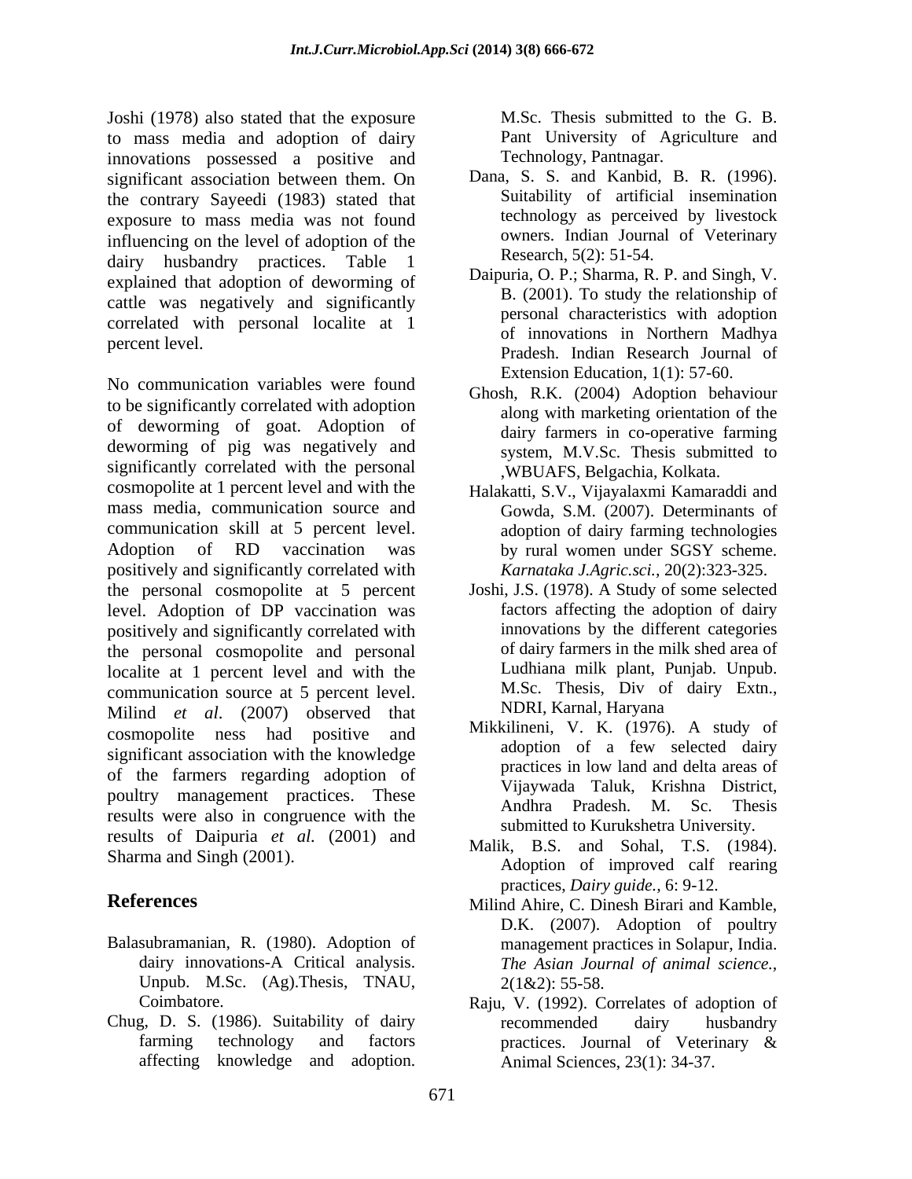Joshi (1978) also stated that the exposure to mass media and adoption of dairy innovations possessed a positive and significant association between them. On the contrary Sayeedi (1983) stated that exposure to mass media was not found influencing on the level of adoption of the dairy husbandry practices. Table 1 explained that adoption of deworming of cattle was negatively and significantly correlated with personal localite at 1 percent level.

No communication variables were found to be significantly correlated with adoption of deworming of goat. Adoption of deworming of pig was negatively and significantly correlated with the personal cosmopolite at 1 percent level and with the mass media, communication source and communication skill at 5 percent level. Adoption of RD vaccination was positively and significantly correlated with the personal cosmopolite at 5 percent level. Adoption of DP vaccination was positively and significantly correlated with the personal cosmopolite and personal localite at 1 percent level and with the communication source at 5 percent level. Milind *et al*. (2007) observed that cosmopolite ness had positive and significant association with the knowledge of the farmers regarding adoption of poultry management practices. These results were also in congruence with the results of Daipuria *et al.* (2001) and Sharma and Singh (2001).

## References

Balasubramanian, R. (1980). Adoption of dairy innovations-A Critical analysis. Unpub. M.Sc. (Ag).Thesis, TNAU, Coimbatore.

Chug, D. S. (1986). Suitability of dairy farming technology and factors affecting knowledge and adoption. M.Sc. Thesis submitted to the G. B. Pant University of Agriculture and Technology, Pantnagar.

Dana, S. S. and Kanbid, B. R. (1996). Suitability of artificial insemination technology as perceived by livestock owners. Indian Journal of Veterinary Research, 5(2): 51-54.

Daipuria, O. P.; Sharma, R. P. and Singh, V. B. (2001). To study the relationship of personal characteristics with adoption of innovations in Northern Madhya Pradesh. Indian Research Journal of Extension Education, 1(1): 57-60.

Ghosh, R.K. (2004) Adoption behaviour along with marketing orientation of the dairy farmers in co-operative farming system, M.V.Sc. Thesis submitted to ,WBUAFS, Belgachia, Kolkata.

Halakatti, S.V., Vijayalaxmi Kamaraddi and Gowda, S.M. (2007). Determinants of adoption of dairy farming technologies by rural women under SGSY scheme. *Karnataka J.Agric.sci.,* 20(2):323-325.

Joshi, J.S. (1978). A Study of some selected factors affecting the adoption of dairy innovations by the different categories of dairy farmers in the milk shed area of Ludhiana milk plant, Punjab. Unpub. M.Sc. Thesis, Div of dairy Extn., NDRI, Karnal, Haryana

Mikkilineni, V. K. (1976). A study of adoption of a few selected dairy practices in low land and delta areas of Vijaywada Taluk, Krishna District, Andhra Pradesh. M. Sc. Thesis submitted to Kurukshetra University.

Malik, B.S. and Sohal, T.S. (1984). Adoption of improved calf rearing practices, *Dairy guide.,* 6: 9-12.

Milind Ahire, C. Dinesh Birari and Kamble, D.K. (2007). Adoption of poultry management practices in Solapur, India. *The Asian Journal of animal science.,* 2(1&2): 55-58.

Raju, V. (1992). Correlates of adoption of recommended dairy husbandry practices. Journal of Veterinary & Animal Sciences, 23(1): 34-37.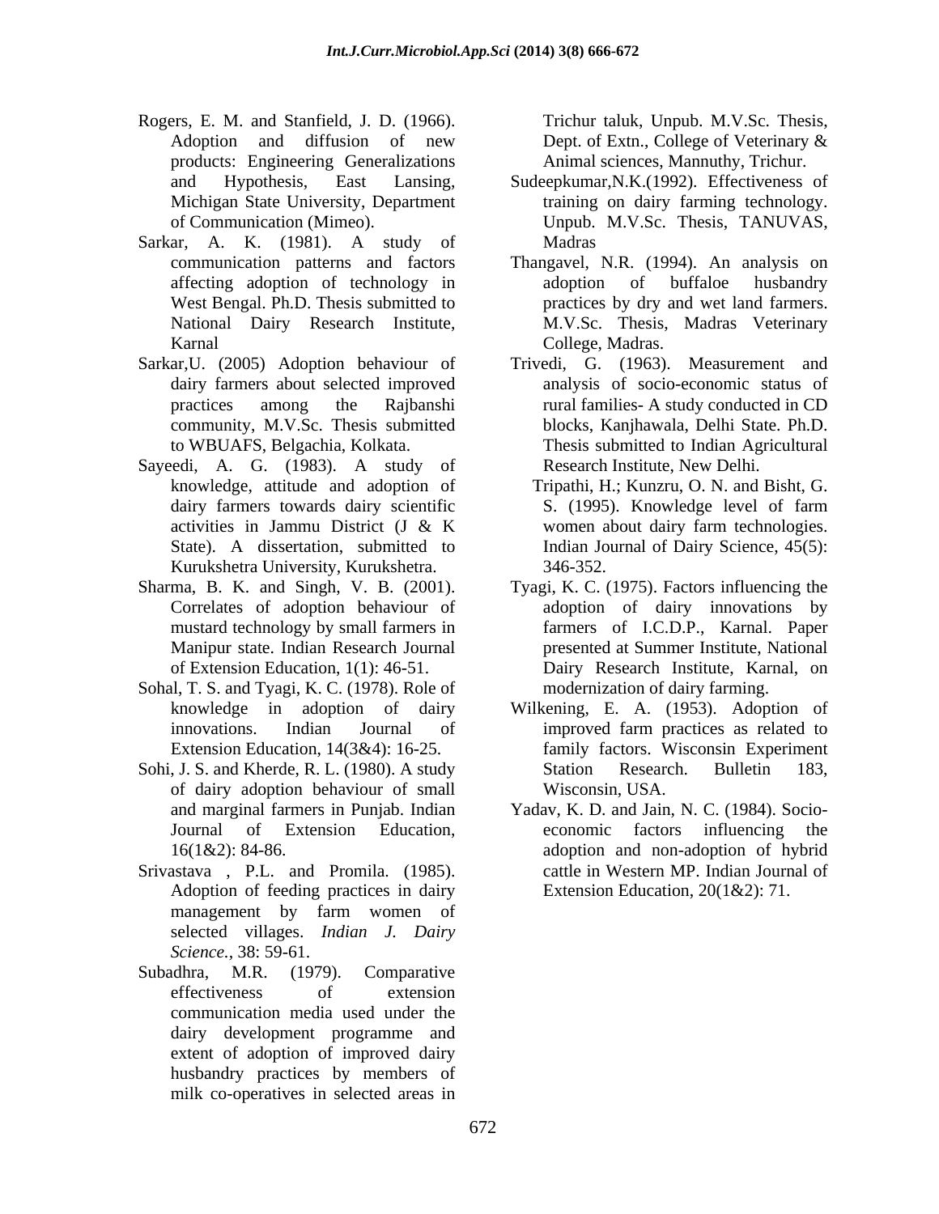Rogers, E. M. and Stanfield, J. D. (1966). Adoption and diffusion of new products: Engineering Generalizations and Hypothesis, East Lansing, Michigan State University, Department of Communication (Mimeo).

Sarkar, A. K. (1981). A study of communication patterns and factors affecting adoption of technology in West Bengal. Ph.D. Thesis submitted to National Dairy Research Institute, Karnal

Sarkar,U. (2005) Adoption behaviour of dairy farmers about selected improved practices among the Rajbanshi community, M.V.Sc. Thesis submitted to WBUAFS, Belgachia, Kolkata.

Sayeedi, A. G. (1983). A study of knowledge, attitude and adoption of dairy farmers towards dairy scientific activities in Jammu District (J & K State). A dissertation, submitted to Kurukshetra University, Kurukshetra.

Sharma, B. K. and Singh, V. B. (2001). Correlates of adoption behaviour of mustard technology by small farmers in Manipur state. Indian Research Journal of Extension Education, 1(1): 46-51.

Sohal, T. S. and Tyagi, K. C. (1978). Role of knowledge in adoption of dairy innovations. Indian Journal of Extension Education, 14(3&4): 16-25.

Sohi, J. S. and Kherde, R. L. (1980). A study of dairy adoption behaviour of small and marginal farmers in Punjab. Indian Journal of Extension Education, 16(1&2): 84-86.

Srivastava , P.L. and Promila. (1985). Adoption of feeding practices in dairy management by farm women of selected villages. *Indian J. Dairy Science.*, 38: 59-61.

Subadhra, M.R. (1979). Comparative effectiveness of extension communication media used under the dairy development programme and extent of adoption of improved dairy husbandry practices by members of milk co-operatives in selected areas in Trichur taluk, Unpub. M.V.Sc. Thesis, Dept. of Extn., College of Veterinary & Animal sciences, Mannuthy, Trichur.

Sudeepkumar,N.K.(1992). Effectiveness of training on dairy farming technology. Unpub. M.V.Sc. Thesis, TANUVAS, Madras

Thangavel, N.R. (1994). An analysis on adoption of buffaloe husbandry practices by dry and wet land farmers. M.V.Sc. Thesis, Madras Veterinary College, Madras.

Trivedi, G. (1963). Measurement and analysis of socio-economic status of rural families- A study conducted in CD blocks, Kanjhawala, Delhi State. Ph.D. Thesis submitted to Indian Agricultural Research Institute, New Delhi.

Tripathi, H.; Kunzru, O. N. and Bisht, G. S. (1995). Knowledge level of farm women about dairy farm technologies. Indian Journal of Dairy Science, 45(5): 346-352.

Tyagi, K. C. (1975). Factors influencing the adoption of dairy innovations by farmers of I.C.D.P., Karnal. Paper presented at Summer Institute, National Dairy Research Institute, Karnal, on modernization of dairy farming.

Wilkening, E. A. (1953). Adoption of improved farm practices as related to family factors. Wisconsin Experiment Station Research. Bulletin 183, Wisconsin, USA.

Yadav, K. D. and Jain, N. C. (1984). Socio-economic factors influencing the adoption and non-adoption of hybrid cattle in Western MP. Indian Journal of Extension Education, 20(1&2): 71.